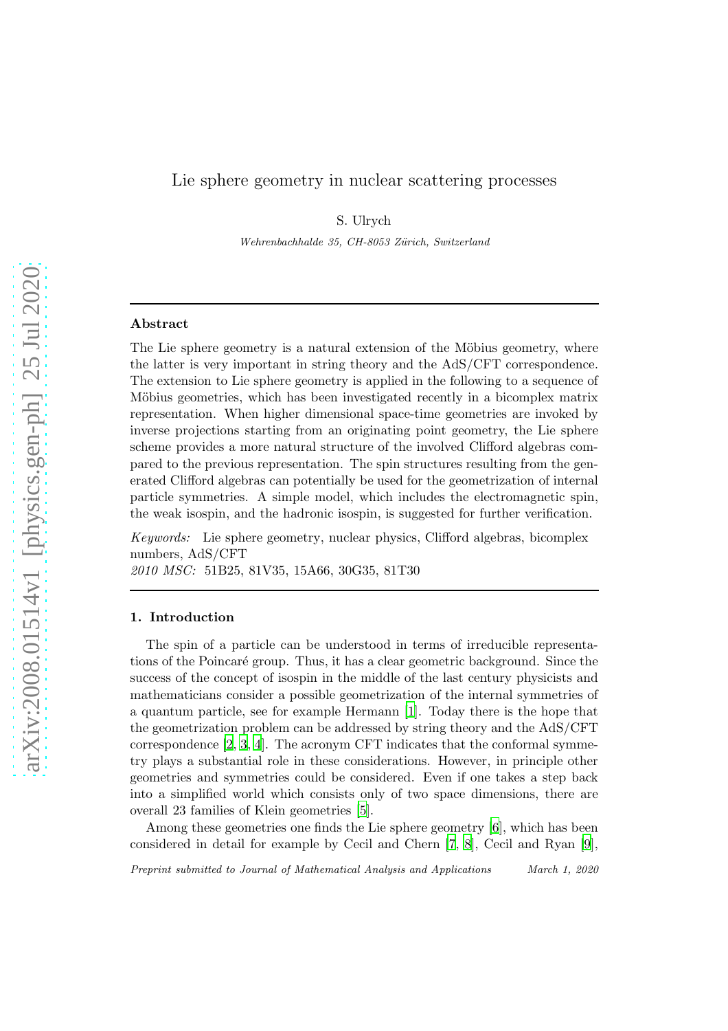# Lie sphere geometry in nuclear scattering processes

S. Ulrych

*Wehrenbachhalde 35, CH-8053 Zürich, Switzerland*

---

## Abstract

The Lie sphere geometry is a natural extension of the Möbius geometry, where the latter is very important in string theory and the AdS/CFT correspondence. The extension to Lie sphere geometry is applied in the following to a sequence of Möbius geometries, which has been investigated recently in a bicomplex matrix representation. When higher dimensional space-time geometries are invoked by inverse projections starting from an originating point geometry, the Lie sphere scheme provides a more natural structure of the involved Clifford algebras compared to the previous representation. The spin structures resulting from the generated Clifford algebras can potentially be used for the geometrization of internal particle symmetries. A simple model, which includes the electromagnetic spin, the weak isospin, and the hadronic isospin, is suggested for further verification.

*Keywords:* Lie sphere geometry, nuclear physics, Clifford algebras, bicomplex numbers, AdS/CFT

*2010 MSC:* 51B25, 81V35, 15A66, 30G35, 81T30

---

## 1. Introduction

The spin of a particle can be understood in terms of irreducible representations of the Poincaré group. Thus, it has a clear geometric background. Since the success of the concept of isospin in the middle of the last century physicists and mathematicians consider a possible geometrization of the internal symmetries of a quantum particle, see for example Hermann [1]. Today there is the hope that the geometrization problem can be addressed by string theory and the AdS/CFT correspondence [2, 3, 4]. The acronym CFT indicates that the conformal symmetry plays a substantial role in these considerations. However, in principle other geometries and symmetries could be considered. Even if one takes a step back into a simplified world which consists only of two space dimensions, there are overall 23 families of Klein geometries [5].

Among these geometries one finds the Lie sphere geometry [6], which has been considered in detail for example by Cecil and Chern [7, 8], Cecil and Ryan [9],

*Preprint submitted to Journal of Mathematical Analysis and Applications* March 1, 2020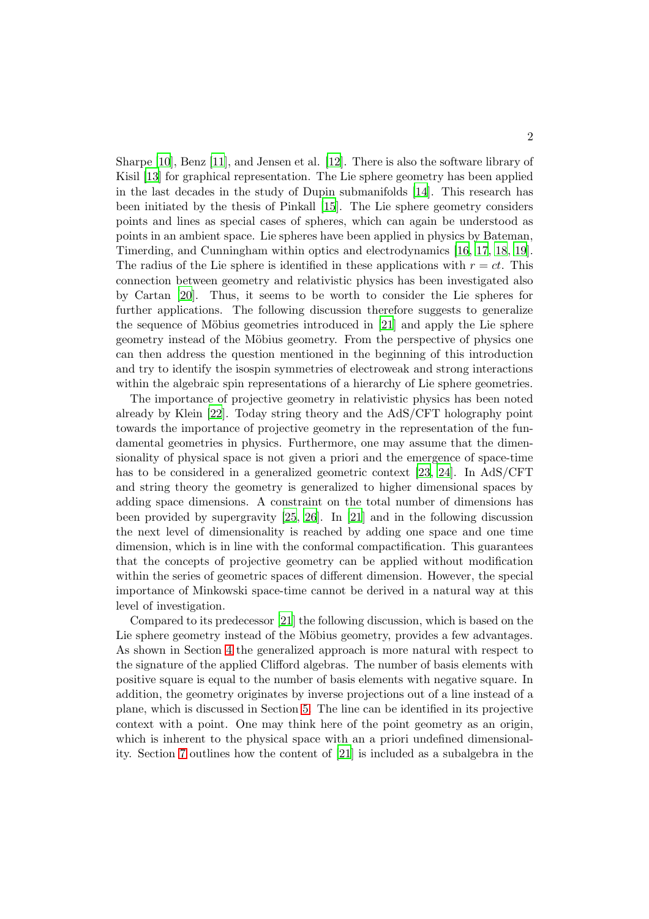Sharpe [10], Benz [11], and Jensen et al. [12]. There is also the software library of Kisil [13] for graphical representation. The Lie sphere geometry has been applied in the last decades in the study of Dupin submanifolds [14]. This research has been initiated by the thesis of Pinkall [15]. The Lie sphere geometry considers points and lines as special cases of spheres, which can again be understood as points in an ambient space. Lie spheres have been applied in physics by Bateman, Timerding, and Cunningham within optics and electrodynamics [16, 17, 18, 19]. The radius of the Lie sphere is identified in these applications with $r = ct$. This connection between geometry and relativistic physics has been investigated also by Cartan [20]. Thus, it seems to be worth to consider the Lie spheres for further applications. The following discussion therefore suggests to generalize the sequence of Möbius geometries introduced in [21] and apply the Lie sphere geometry instead of the Möbius geometry. From the perspective of physics one can then address the question mentioned in the beginning of this introduction and try to identify the isospin symmetries of electroweak and strong interactions within the algebraic spin representations of a hierarchy of Lie sphere geometries.

The importance of projective geometry in relativistic physics has been noted already by Klein [22]. Today string theory and the AdS/CFT holography point towards the importance of projective geometry in the representation of the fundamental geometries in physics. Furthermore, one may assume that the dimensionality of physical space is not given a priori and the emergence of space-time has to be considered in a generalized geometric context [23, 24]. In AdS/CFT and string theory the geometry is generalized to higher dimensional spaces by adding space dimensions. A constraint on the total number of dimensions has been provided by supergravity [25, 26]. In [21] and in the following discussion the next level of dimensionality is reached by adding one space and one time dimension, which is in line with the conformal compactification. This guarantees that the concepts of projective geometry can be applied without modification within the series of geometric spaces of different dimension. However, the special importance of Minkowski space-time cannot be derived in a natural way at this level of investigation.

Compared to its predecessor [21] the following discussion, which is based on the Lie sphere geometry instead of the Möbius geometry, provides a few advantages. As shown in Section 4 the generalized approach is more natural with respect to the signature of the applied Clifford algebras. The number of basis elements with positive square is equal to the number of basis elements with negative square. In addition, the geometry originates by inverse projections out of a line instead of a plane, which is discussed in Section 5. The line can be identified in its projective context with a point. One may think here of the point geometry as an origin, which is inherent to the physical space with an a priori undefined dimensionality. Section 7 outlines how the content of [21] is included as a subalgebra in the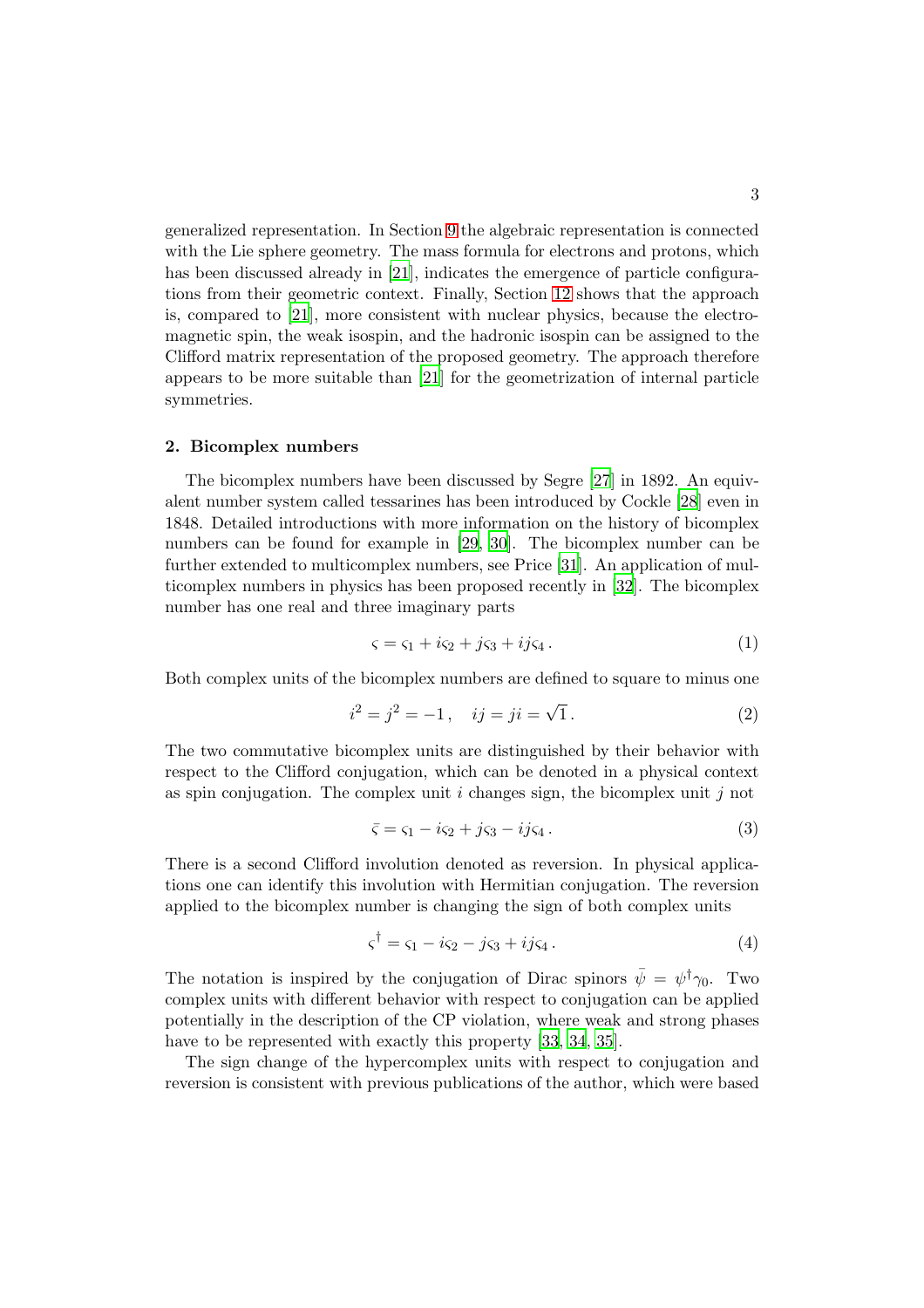generalized representation. In Section 9 the algebraic representation is connected with the Lie sphere geometry. The mass formula for electrons and protons, which has been discussed already in [21], indicates the emergence of particle configurations from their geometric context. Finally, Section 12 shows that the approach is, compared to [21], more consistent with nuclear physics, because the electromagnetic spin, the weak isospin, and the hadronic isospin can be assigned to the Clifford matrix representation of the proposed geometry. The approach therefore appears to be more suitable than [21] for the geometrization of internal particle symmetries.

## 2. Bicomplex numbers

The bicomplex numbers have been discussed by Segre [27] in 1892. An equivalent number system called tessarines has been introduced by Cockle [28] even in 1848. Detailed introductions with more information on the history of bicomplex numbers can be found for example in [29, 30]. The bicomplex number can be further extended to multicomplex numbers, see Price [31]. An application of multicomplex numbers in physics has been proposed recently in [32]. The bicomplex number has one real and three imaginary parts

$$\varsigma = \varsigma_1 + i\varsigma_2 + j\varsigma_3 + ij\varsigma_4 \,. \tag{1}$$

Both complex units of the bicomplex numbers are defined to square to minus one

$$i^2 = j^2 = -1 \,, \quad ij = ji = \sqrt{1} \,. \tag{2}$$

The two commutative bicomplex units are distinguished by their behavior with respect to the Clifford conjugation, which can be denoted in a physical context as spin conjugation. The complex unit $i$ changes sign, the bicomplex unit $j$ not

$$\bar{\varsigma} = \varsigma_1 - i\varsigma_2 + j\varsigma_3 - ij\varsigma_4 \,. \tag{3}$$

There is a second Clifford involution denoted as reversion. In physical applications one can identify this involution with Hermitian conjugation. The reversion applied to the bicomplex number is changing the sign of both complex units

$$\varsigma^\dagger = \varsigma_1 - i\varsigma_2 - j\varsigma_3 + ij\varsigma_4 \,. \tag{4}$$

The notation is inspired by the conjugation of Dirac spinors $\bar{\psi} = \psi^\dagger \gamma_0$. Two complex units with different behavior with respect to conjugation can be applied potentially in the description of the CP violation, where weak and strong phases have to be represented with exactly this property [33, 34, 35].

The sign change of the hypercomplex units with respect to conjugation and reversion is consistent with previous publications of the author, which were based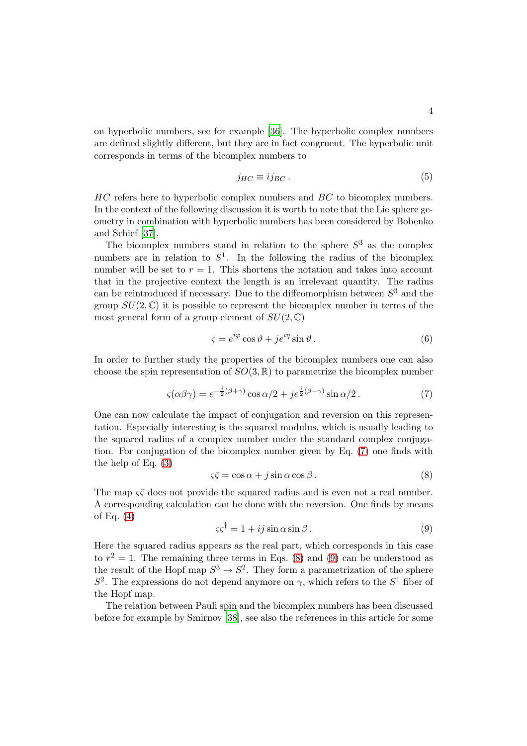on hyperbolic numbers, see for example [36]. The hyperbolic complex numbers are defined slightly different, but they are in fact congruent. The hyperbolic unit corresponds in terms of the bicomplex numbers to

$$j_{HC} \equiv i j_{BC} \,. \tag{5}$$

$HC$ refers here to hyperbolic complex numbers and $BC$ to bicomplex numbers. In the context of the following discussion it is worth to note that the Lie sphere geometry in combination with hyperbolic numbers has been considered by Bobenko and Schief [37].

The bicomplex numbers stand in relation to the sphere $S^3$ as the complex numbers are in relation to $S^1$. In the following the radius of the bicomplex number will be set to $r = 1$. This shortens the notation and takes into account that in the projective context the length is an irrelevant quantity. The radius can be reintroduced if necessary. Due to the diffeomorphism between $S^3$ and the group $SU(2, \mathbb{C})$ it is possible to represent the bicomplex number in terms of the most general form of a group element of $SU(2, \mathbb{C})$

$$\varsigma = e^{i\varphi} \cos\vartheta + j e^{i\eta} \sin\vartheta \,. \tag{6}$$

In order to further study the properties of the bicomplex numbers one can also choose the spin representation of $SO(3, \mathbb{R})$ to parametrize the bicomplex number

$$\varsigma(\alpha\beta\gamma) = e^{-\frac{i}{2}(\beta+\gamma)} \cos\alpha/2 + j e^{\frac{i}{2}(\beta-\gamma)} \sin\alpha/2 \,. \tag{7}$$

One can now calculate the impact of conjugation and reversion on this representation. Especially interesting is the squared modulus, which is usually leading to the squared radius of a complex number under the standard complex conjugation. For conjugation of the bicomplex number given by Eq. (7) one finds with the help of Eq. (3)

$$\varsigma\bar{\varsigma} = \cos\alpha + j \sin\alpha \cos\beta \,. \tag{8}$$

The map $\varsigma\bar{\varsigma}$ does not provide the squared radius and is even not a real number. A corresponding calculation can be done with the reversion. One finds by means of Eq. (4)

$$\varsigma\varsigma^\dagger = 1 + ij \sin\alpha \sin\beta \,. \tag{9}$$

Here the squared radius appears as the real part, which corresponds in this case to $r^2 = 1$. The remaining three terms in Eqs. (8) and (9) can be understood as the result of the Hopf map $S^3 \to S^2$. They form a parametrization of the sphere $S^2$. The expressions do not depend anymore on $\gamma$, which refers to the $S^1$ fiber of the Hopf map.

The relation between Pauli spin and the bicomplex numbers has been discussed before for example by Smirnov [38], see also the references in this article for some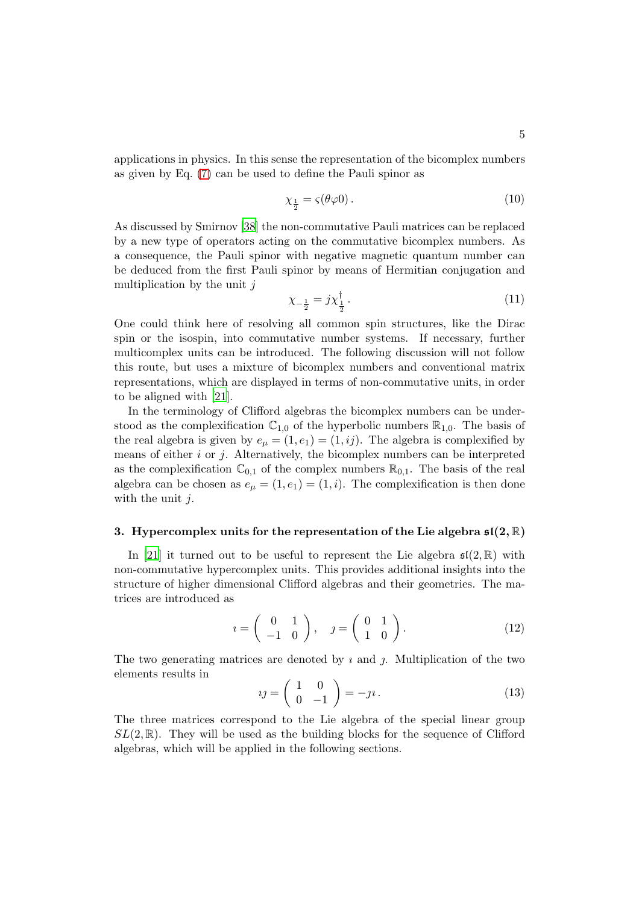applications in physics. In this sense the representation of the bicomplex numbers as given by Eq. (7) can be used to define the Pauli spinor as

$$\chi_{\frac{1}{2}} = \varsigma(\theta\varphi 0)\,. \tag{10}$$

As discussed by Smirnov [38] the non-commutative Pauli matrices can be replaced by a new type of operators acting on the commutative bicomplex numbers. As a consequence, the Pauli spinor with negative magnetic quantum number can be deduced from the first Pauli spinor by means of Hermitian conjugation and multiplication by the unit $j$

$$\chi_{-\frac{1}{2}} = j\chi_{\frac{1}{2}}^{\dagger}\,. \tag{11}$$

One could think here of resolving all common spin structures, like the Dirac spin or the isospin, into commutative number systems. If necessary, further multicomplex units can be introduced. The following discussion will not follow this route, but uses a mixture of bicomplex numbers and conventional matrix representations, which are displayed in terms of non-commutative units, in order to be aligned with [21].

In the terminology of Clifford algebras the bicomplex numbers can be understood as the complexification $\mathbb{C}_{1,0}$ of the hyperbolic numbers $\mathbb{R}_{1,0}$. The basis of the real algebra is given by $e_\mu = (1, e_1) = (1, ij)$. The algebra is complexified by means of either $i$ or $j$. Alternatively, the bicomplex numbers can be interpreted as the complexification $\mathbb{C}_{0,1}$ of the complex numbers $\mathbb{R}_{0,1}$. The basis of the real algebra can be chosen as $e_\mu = (1, e_1) = (1, i)$. The complexification is then done with the unit $j$.

## 3. Hypercomplex units for the representation of the Lie algebra $\mathfrak{sl}(2,\mathbb{R})$

In [21] it turned out to be useful to represent the Lie algebra $\mathfrak{sl}(2,\mathbb{R})$ with non-commutative hypercomplex units. This provides additional insights into the structure of higher dimensional Clifford algebras and their geometries. The matrices are introduced as

$$\imath = \begin{pmatrix} 0 & 1 \\ -1 & 0 \end{pmatrix}, \quad \jmath = \begin{pmatrix} 0 & 1 \\ 1 & 0 \end{pmatrix}. \tag{12}$$

The two generating matrices are denoted by $\imath$ and $\jmath$. Multiplication of the two elements results in

$$\imath\jmath = \begin{pmatrix} 1 & 0 \\ 0 & -1 \end{pmatrix} = -\jmath\imath\,. \tag{13}$$

The three matrices correspond to the Lie algebra of the special linear group $SL(2,\mathbb{R})$. They will be used as the building blocks for the sequence of Clifford algebras, which will be applied in the following sections.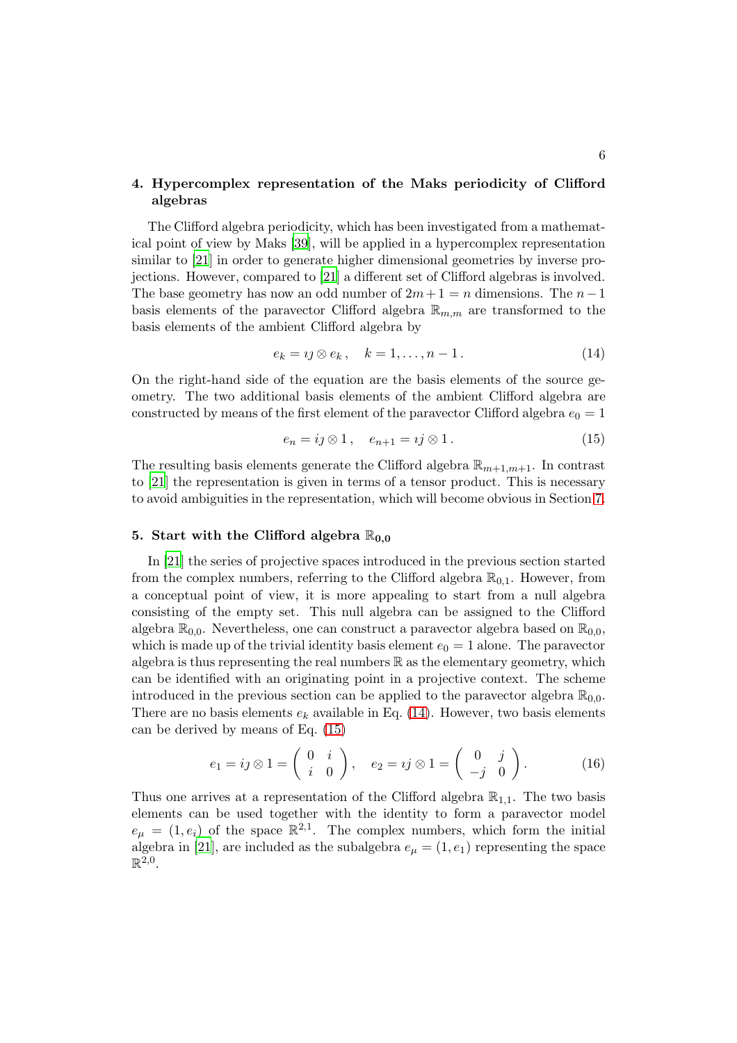## 4. Hypercomplex representation of the Maks periodicity of Clifford algebras

The Clifford algebra periodicity, which has been investigated from a mathematical point of view by Maks [39], will be applied in a hypercomplex representation similar to [21] in order to generate higher dimensional geometries by inverse projections. However, compared to [21] a different set of Clifford algebras is involved. The base geometry has now an odd number of $2m+1 = n$ dimensions. The $n-1$ basis elements of the paravector Clifford algebra $\mathbb{R}_{m,m}$ are transformed to the basis elements of the ambient Clifford algebra by

$$e_k = \imath\jmath \otimes e_k \,, \quad k = 1, \ldots, n-1 \,. \tag{14}$$

On the right-hand side of the equation are the basis elements of the source geometry. The two additional basis elements of the ambient Clifford algebra are constructed by means of the first element of the paravector Clifford algebra $e_0 = 1$

$$e_n = i\jmath \otimes 1 \,, \quad e_{n+1} = \imath j \otimes 1 \,. \tag{15}$$

The resulting basis elements generate the Clifford algebra $\mathbb{R}_{m+1,m+1}$. In contrast to [21] the representation is given in terms of a tensor product. This is necessary to avoid ambiguities in the representation, which will become obvious in Section 7.

## 5. Start with the Clifford algebra $\mathbb{R}_{0,0}$

In [21] the series of projective spaces introduced in the previous section started from the complex numbers, referring to the Clifford algebra $\mathbb{R}_{0,1}$. However, from a conceptual point of view, it is more appealing to start from a null algebra consisting of the empty set. This null algebra can be assigned to the Clifford algebra $\mathbb{R}_{0,0}$. Nevertheless, one can construct a paravector algebra based on $\mathbb{R}_{0,0}$, which is made up of the trivial identity basis element $e_0 = 1$ alone. The paravector algebra is thus representing the real numbers $\mathbb{R}$ as the elementary geometry, which can be identified with an originating point in a projective context. The scheme introduced in the previous section can be applied to the paravector algebra $\mathbb{R}_{0,0}$. There are no basis elements $e_k$ available in Eq. (14). However, two basis elements can be derived by means of Eq. (15)

$$e_1 = i\jmath \otimes 1 = \begin{pmatrix} 0 & i \\ i & 0 \end{pmatrix}, \quad e_2 = \imath j \otimes 1 = \begin{pmatrix} 0 & j \\ -j & 0 \end{pmatrix}. \tag{16}$$

Thus one arrives at a representation of the Clifford algebra $\mathbb{R}_{1,1}$. The two basis elements can be used together with the identity to form a paravector model $e_\mu = (1, e_i)$ of the space $\mathbb{R}^{2,1}$. The complex numbers, which form the initial algebra in [21], are included as the subalgebra $e_\mu = (1, e_1)$ representing the space $\mathbb{R}^{2,0}$.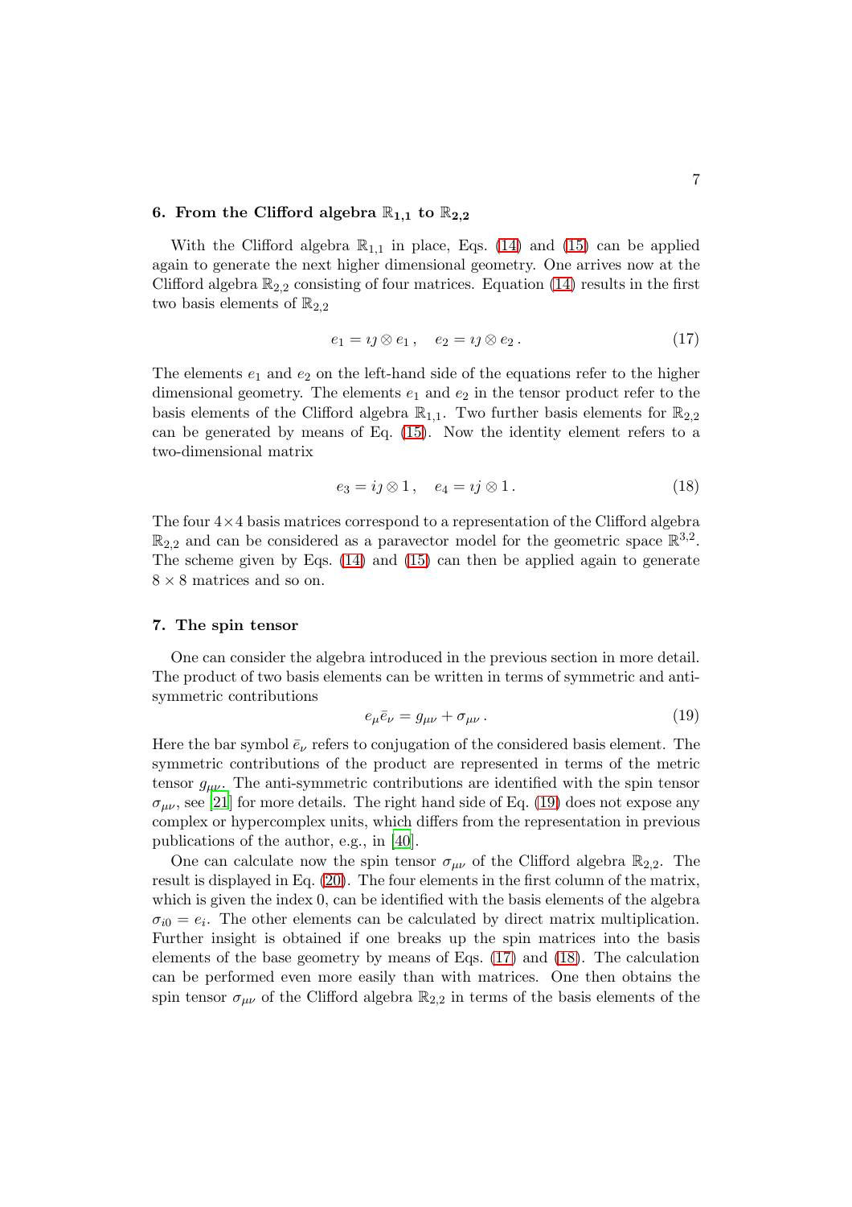## 6. From the Clifford algebra $\mathbb{R}_{1,1}$ to $\mathbb{R}_{2,2}$

With the Clifford algebra $\mathbb{R}_{1,1}$ in place, Eqs. (14) and (15) can be applied again to generate the next higher dimensional geometry. One arrives now at the Clifford algebra $\mathbb{R}_{2,2}$ consisting of four matrices. Equation (14) results in the first two basis elements of $\mathbb{R}_{2,2}$

$$e_1 = \imath\jmath \otimes e_1\,, \quad e_2 = \imath\jmath \otimes e_2\,. \tag{17}$$

The elements $e_1$ and $e_2$ on the left-hand side of the equations refer to the higher dimensional geometry. The elements $e_1$ and $e_2$ in the tensor product refer to the basis elements of the Clifford algebra $\mathbb{R}_{1,1}$. Two further basis elements for $\mathbb{R}_{2,2}$ can be generated by means of Eq. (15). Now the identity element refers to a two-dimensional matrix

$$e_3 = i\jmath \otimes 1\,, \quad e_4 = \imath j \otimes 1\,. \tag{18}$$

The four $4\times4$ basis matrices correspond to a representation of the Clifford algebra $\mathbb{R}_{2,2}$ and can be considered as a paravector model for the geometric space $\mathbb{R}^{3,2}$. The scheme given by Eqs. (14) and (15) can then be applied again to generate $8\times8$ matrices and so on.

## 7. The spin tensor

One can consider the algebra introduced in the previous section in more detail. The product of two basis elements can be written in terms of symmetric and anti-symmetric contributions

$$e_\mu \bar{e}_\nu = g_{\mu\nu} + \sigma_{\mu\nu}\,. \tag{19}$$

Here the bar symbol $\bar{e}_\nu$ refers to conjugation of the considered basis element. The symmetric contributions of the product are represented in terms of the metric tensor $g_{\mu\nu}$. The anti-symmetric contributions are identified with the spin tensor $\sigma_{\mu\nu}$, see [21] for more details. The right hand side of Eq. (19) does not expose any complex or hypercomplex units, which differs from the representation in previous publications of the author, e.g., in [40].

One can calculate now the spin tensor $\sigma_{\mu\nu}$ of the Clifford algebra $\mathbb{R}_{2,2}$. The result is displayed in Eq. (20). The four elements in the first column of the matrix, which is given the index 0, can be identified with the basis elements of the algebra $\sigma_{i0} = e_i$. The other elements can be calculated by direct matrix multiplication. Further insight is obtained if one breaks up the spin matrices into the basis elements of the base geometry by means of Eqs. (17) and (18). The calculation can be performed even more easily than with matrices. One then obtains the spin tensor $\sigma_{\mu\nu}$ of the Clifford algebra $\mathbb{R}_{2,2}$ in terms of the basis elements of the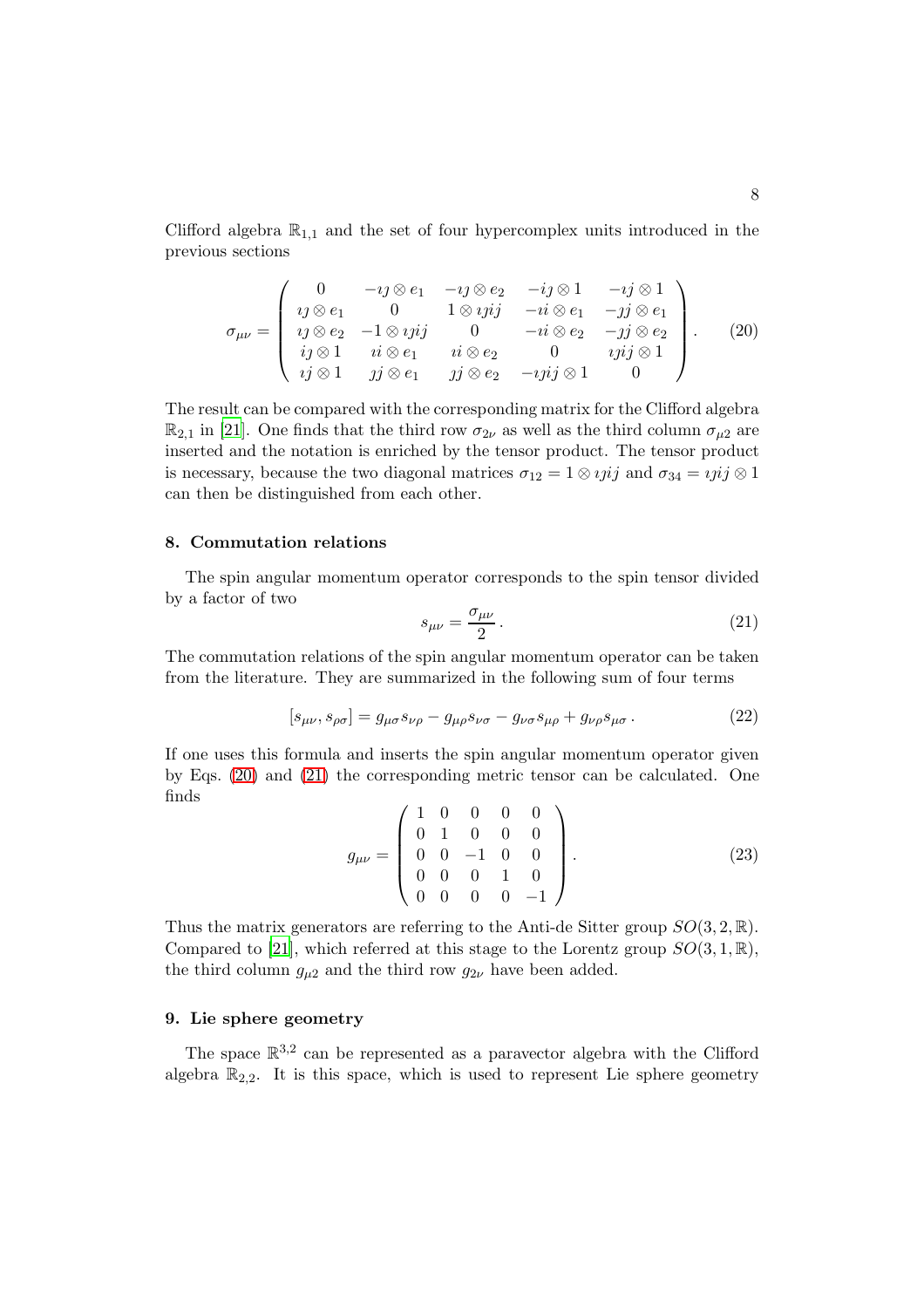Clifford algebra $\mathbb{R}_{1,1}$ and the set of four hypercomplex units introduced in the previous sections

$$
\sigma_{\mu\nu} = \begin{pmatrix} 0 & -\imath\jmath \otimes e_1 & -\imath\jmath \otimes e_2 & -ij \otimes 1 & -\imath j \otimes 1 \\ \imath\jmath \otimes e_1 & 0 & 1 \otimes \imath\jmath ij & -\imath i \otimes e_1 & -\jmath j \otimes e_1 \\ \imath\jmath \otimes e_2 & -1 \otimes \imath\jmath ij & 0 & -\imath i \otimes e_2 & -\jmath j \otimes e_2 \\ ij \otimes 1 & \imath i \otimes e_1 & \imath i \otimes e_2 & 0 & \imath\jmath ij \otimes 1 \\ \imath j \otimes 1 & \jmath j \otimes e_1 & \jmath j \otimes e_2 & -\imath\jmath ij \otimes 1 & 0 \end{pmatrix} . \tag{20}
$$

The result can be compared with the corresponding matrix for the Clifford algebra $\mathbb{R}_{2,1}$ in [21]. One finds that the third row $\sigma_{2\nu}$ as well as the third column $\sigma_{\mu 2}$ are inserted and the notation is enriched by the tensor product. The tensor product is necessary, because the two diagonal matrices $\sigma_{12} = 1 \otimes \imath\jmath ij$ and $\sigma_{34} = \imath\jmath ij \otimes 1$ can then be distinguished from each other.

## 8. Commutation relations

The spin angular momentum operator corresponds to the spin tensor divided by a factor of two

$$
s_{\mu\nu} = \frac{\sigma_{\mu\nu}}{2} . \tag{21}
$$

The commutation relations of the spin angular momentum operator can be taken from the literature. They are summarized in the following sum of four terms

$$
[s_{\mu\nu}, s_{\rho\sigma}] = g_{\mu\sigma} s_{\nu\rho} - g_{\mu\rho} s_{\nu\sigma} - g_{\nu\sigma} s_{\mu\rho} + g_{\nu\rho} s_{\mu\sigma} . \tag{22}
$$

If one uses this formula and inserts the spin angular momentum operator given by Eqs. (20) and (21) the corresponding metric tensor can be calculated. One finds

$$
g_{\mu\nu} = \begin{pmatrix} 1 & 0 & 0 & 0 & 0 \\ 0 & 1 & 0 & 0 & 0 \\ 0 & 0 & -1 & 0 & 0 \\ 0 & 0 & 0 & 1 & 0 \\ 0 & 0 & 0 & 0 & -1 \end{pmatrix} . \tag{23}
$$

Thus the matrix generators are referring to the Anti-de Sitter group $SO(3, 2, \mathbb{R})$. Compared to [21], which referred at this stage to the Lorentz group $SO(3, 1, \mathbb{R})$, the third column $g_{\mu 2}$ and the third row $g_{2\nu}$ have been added.

## 9. Lie sphere geometry

The space $\mathbb{R}^{3,2}$ can be represented as a paravector algebra with the Clifford algebra $\mathbb{R}_{2,2}$. It is this space, which is used to represent Lie sphere geometry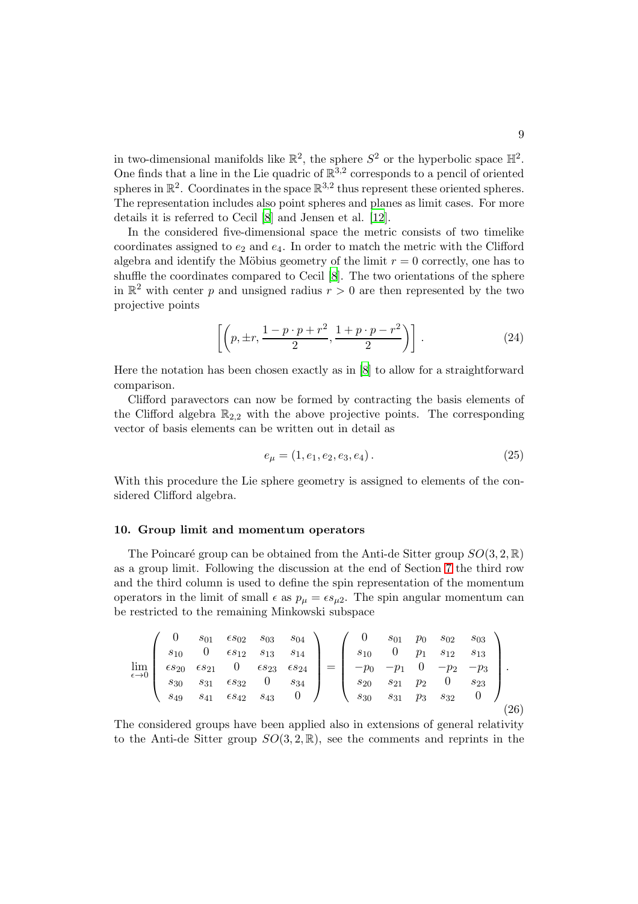in two-dimensional manifolds like $\mathbb{R}^2$, the sphere $S^2$ or the hyperbolic space $\mathbb{H}^2$. One finds that a line in the Lie quadric of $\mathbb{R}^{3,2}$ corresponds to a pencil of oriented spheres in $\mathbb{R}^2$. Coordinates in the space $\mathbb{R}^{3,2}$ thus represent these oriented spheres. The representation includes also point spheres and planes as limit cases. For more details it is referred to Cecil [8] and Jensen et al. [12].

In the considered five-dimensional space the metric consists of two timelike coordinates assigned to $e_2$ and $e_4$. In order to match the metric with the Clifford algebra and identify the Möbius geometry of the limit $r = 0$ correctly, one has to shuffle the coordinates compared to Cecil [8]. The two orientations of the sphere in $\mathbb{R}^2$ with center $p$ and unsigned radius $r > 0$ are then represented by the two projective points

$$\left[\left(p, \pm r, \frac{1 - p \cdot p + r^2}{2}, \frac{1 + p \cdot p - r^2}{2}\right)\right]. \tag{24}$$

Here the notation has been chosen exactly as in [8] to allow for a straightforward comparison.

Clifford paravectors can now be formed by contracting the basis elements of the Clifford algebra $\mathbb{R}_{2,2}$ with the above projective points. The corresponding vector of basis elements can be written out in detail as

$$e_\mu = (1, e_1, e_2, e_3, e_4). \tag{25}$$

With this procedure the Lie sphere geometry is assigned to elements of the considered Clifford algebra.

## 10. Group limit and momentum operators

The Poincaré group can be obtained from the Anti-de Sitter group $SO(3, 2, \mathbb{R})$ as a group limit. Following the discussion at the end of Section 7 the third row and the third column is used to define the spin representation of the momentum operators in the limit of small $\epsilon$ as $p_\mu = \epsilon s_{\mu 2}$. The spin angular momentum can be restricted to the remaining Minkowski subspace

$$\lim_{\epsilon \to 0} \begin{pmatrix} 0 & s_{01} & \epsilon s_{02} & s_{03} & s_{04} \\ s_{10} & 0 & \epsilon s_{12} & s_{13} & s_{14} \\ \epsilon s_{20} & \epsilon s_{21} & 0 & \epsilon s_{23} & \epsilon s_{24} \\ s_{30} & s_{31} & \epsilon s_{32} & 0 & s_{34} \\ s_{49} & s_{41} & \epsilon s_{42} & s_{43} & 0 \end{pmatrix} = \begin{pmatrix} 0 & s_{01} & p_0 & s_{02} & s_{03} \\ s_{10} & 0 & p_1 & s_{12} & s_{13} \\ -p_0 & -p_1 & 0 & -p_2 & -p_3 \\ s_{20} & s_{21} & p_2 & 0 & s_{23} \\ s_{30} & s_{31} & p_3 & s_{32} & 0 \end{pmatrix}. \tag{26}$$

The considered groups have been applied also in extensions of general relativity to the Anti-de Sitter group $SO(3, 2, \mathbb{R})$, see the comments and reprints in the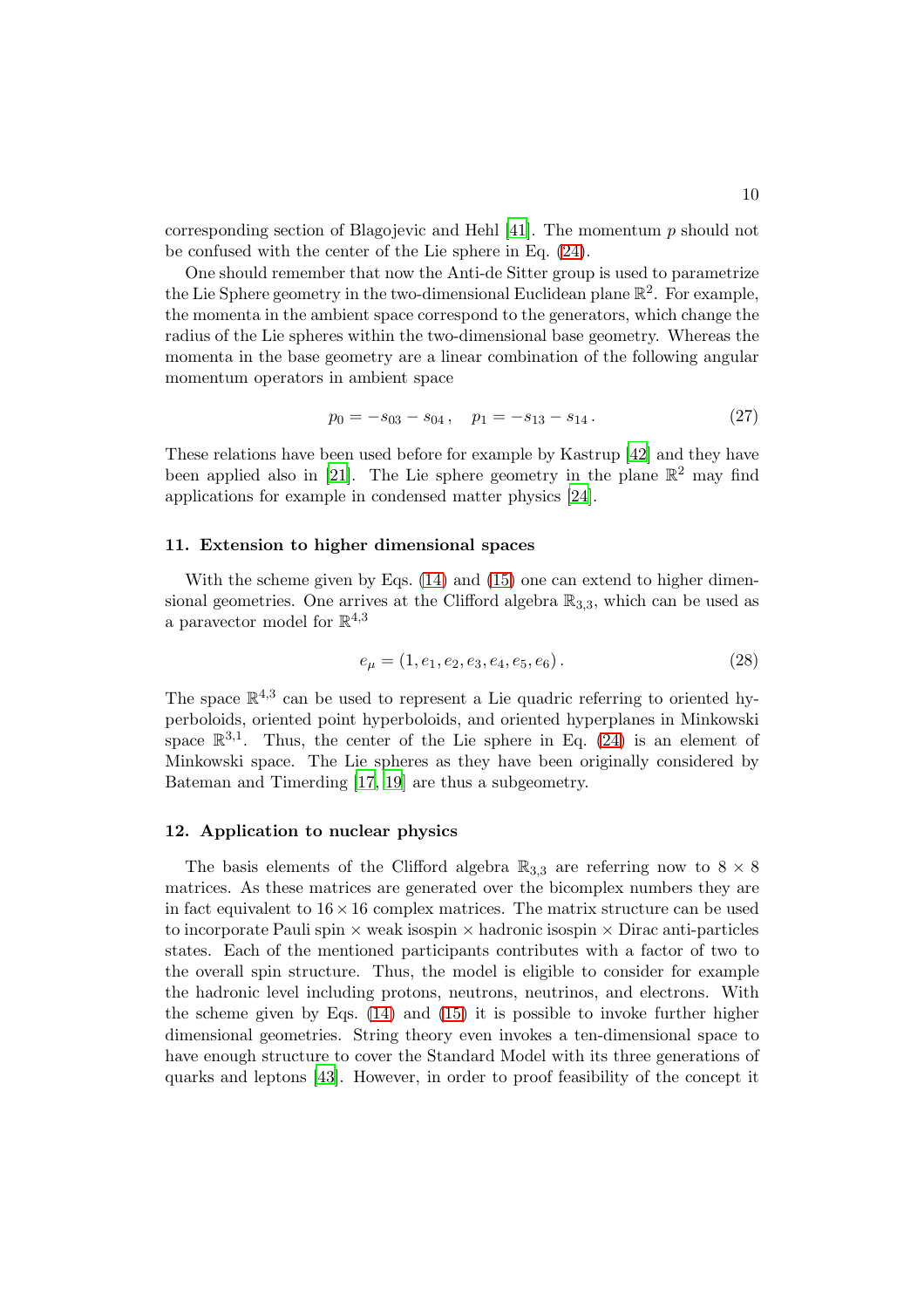corresponding section of Blagojevic and Hehl [41]. The momentum $p$ should not be confused with the center of the Lie sphere in Eq. (24).

One should remember that now the Anti-de Sitter group is used to parametrize the Lie Sphere geometry in the two-dimensional Euclidean plane $\mathbb{R}^2$. For example, the momenta in the ambient space correspond to the generators, which change the radius of the Lie spheres within the two-dimensional base geometry. Whereas the momenta in the base geometry are a linear combination of the following angular momentum operators in ambient space

$$p_0 = -s_{03} - s_{04}\,, \quad p_1 = -s_{13} - s_{14}\,. \tag{27}$$

These relations have been used before for example by Kastrup [42] and they have been applied also in [21]. The Lie sphere geometry in the plane $\mathbb{R}^2$ may find applications for example in condensed matter physics [24].

## 11. Extension to higher dimensional spaces

With the scheme given by Eqs. (14) and (15) one can extend to higher dimensional geometries. One arrives at the Clifford algebra $\mathbb{R}_{3,3}$, which can be used as a paravector model for $\mathbb{R}^{4,3}$

$$e_\mu = (1, e_1, e_2, e_3, e_4, e_5, e_6)\,. \tag{28}$$

The space $\mathbb{R}^{4,3}$ can be used to represent a Lie quadric referring to oriented hyperboloids, oriented point hyperboloids, and oriented hyperplanes in Minkowski space $\mathbb{R}^{3,1}$. Thus, the center of the Lie sphere in Eq. (24) is an element of Minkowski space. The Lie spheres as they have been originally considered by Bateman and Timerding [17, 19] are thus a subgeometry.

## 12. Application to nuclear physics

The basis elements of the Clifford algebra $\mathbb{R}_{3,3}$ are referring now to $8 \times 8$ matrices. As these matrices are generated over the bicomplex numbers they are in fact equivalent to $16 \times 16$ complex matrices. The matrix structure can be used to incorporate Pauli spin $\times$ weak isospin $\times$ hadronic isospin $\times$ Dirac anti-particles states. Each of the mentioned participants contributes with a factor of two to the overall spin structure. Thus, the model is eligible to consider for example the hadronic level including protons, neutrons, neutrinos, and electrons. With the scheme given by Eqs. (14) and (15) it is possible to invoke further higher dimensional geometries. String theory even invokes a ten-dimensional space to have enough structure to cover the Standard Model with its three generations of quarks and leptons [43]. However, in order to proof feasibility of the concept it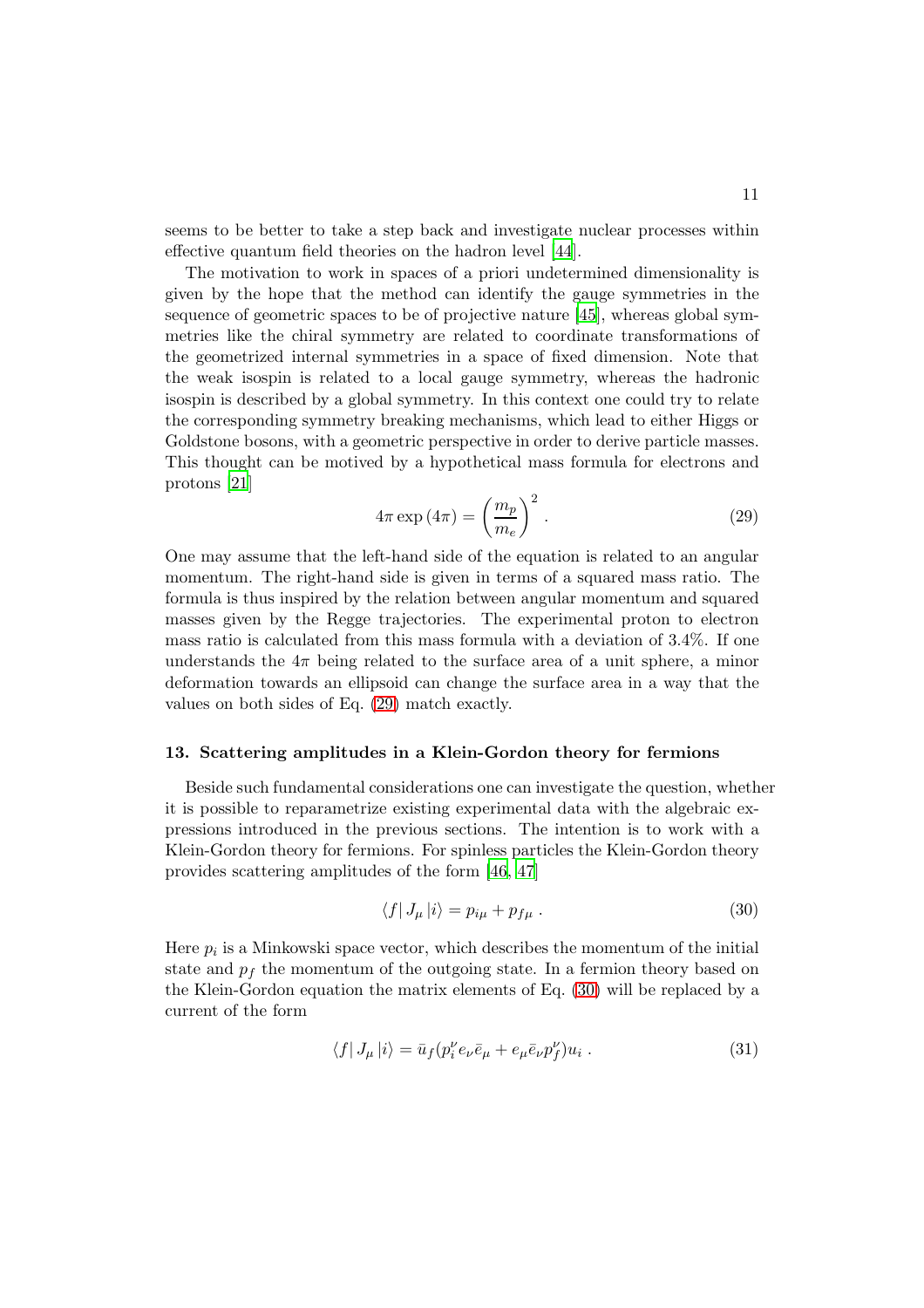seems to be better to take a step back and investigate nuclear processes within effective quantum field theories on the hadron level [44].

The motivation to work in spaces of a priori undetermined dimensionality is given by the hope that the method can identify the gauge symmetries in the sequence of geometric spaces to be of projective nature [45], whereas global symmetries like the chiral symmetry are related to coordinate transformations of the geometrized internal symmetries in a space of fixed dimension. Note that the weak isospin is related to a local gauge symmetry, whereas the hadronic isospin is described by a global symmetry. In this context one could try to relate the corresponding symmetry breaking mechanisms, which lead to either Higgs or Goldstone bosons, with a geometric perspective in order to derive particle masses. This thought can be motived by a hypothetical mass formula for electrons and protons [21]

$$4\pi \exp{(4\pi)} = \left(\frac{m_p}{m_e}\right)^2 . \tag{29}$$

One may assume that the left-hand side of the equation is related to an angular momentum. The right-hand side is given in terms of a squared mass ratio. The formula is thus inspired by the relation between angular momentum and squared masses given by the Regge trajectories. The experimental proton to electron mass ratio is calculated from this mass formula with a deviation of 3.4%. If one understands the $4\pi$ being related to the surface area of a unit sphere, a minor deformation towards an ellipsoid can change the surface area in a way that the values on both sides of Eq. (29) match exactly.

## 13. Scattering amplitudes in a Klein-Gordon theory for fermions

Beside such fundamental considerations one can investigate the question, whether it is possible to reparametrize existing experimental data with the algebraic expressions introduced in the previous sections. The intention is to work with a Klein-Gordon theory for fermions. For spinless particles the Klein-Gordon theory provides scattering amplitudes of the form [46, 47]

$$\langle f|\, J_\mu \,|i\rangle = p_{i\mu} + p_{f\mu} \; . \tag{30}$$

Here $p_i$ is a Minkowski space vector, which describes the momentum of the initial state and $p_f$ the momentum of the outgoing state. In a fermion theory based on the Klein-Gordon equation the matrix elements of Eq. (30) will be replaced by a current of the form

$$\langle f|\, J_\mu \,|i\rangle = \bar{u}_f (p_i^\nu e_\nu \bar{e}_\mu + e_\mu \bar{e}_\nu p_f^\nu) u_i \; . \tag{31}$$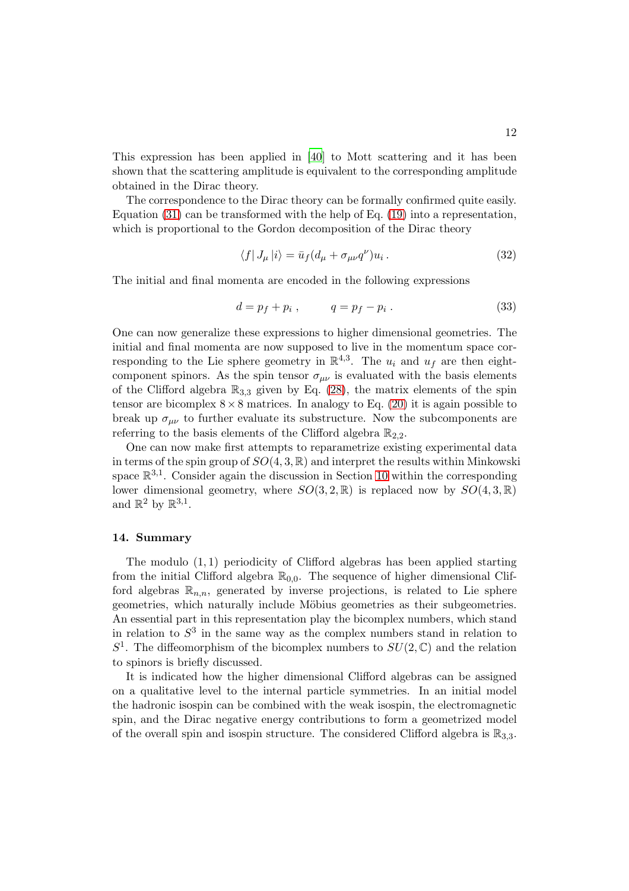This expression has been applied in [40] to Mott scattering and it has been shown that the scattering amplitude is equivalent to the corresponding amplitude obtained in the Dirac theory.

The correspondence to the Dirac theory can be formally confirmed quite easily. Equation (31) can be transformed with the help of Eq. (19) into a representation, which is proportional to the Gordon decomposition of the Dirac theory

$$\langle f | \, J_\mu \, | i \rangle = \bar{u}_f (d_\mu + \sigma_{\mu\nu} q^\nu) u_i \, . \tag{32}$$

The initial and final momenta are encoded in the following expressions

$$d = p_f + p_i \, , \qquad q = p_f - p_i \, . \tag{33}$$

One can now generalize these expressions to higher dimensional geometries. The initial and final momenta are now supposed to live in the momentum space corresponding to the Lie sphere geometry in $\mathbb{R}^{4,3}$. The $u_i$ and $u_f$ are then eight-component spinors. As the spin tensor $\sigma_{\mu\nu}$ is evaluated with the basis elements of the Clifford algebra $\mathbb{R}_{3,3}$ given by Eq. (28), the matrix elements of the spin tensor are bicomplex $8 \times 8$ matrices. In analogy to Eq. (20) it is again possible to break up $\sigma_{\mu\nu}$ to further evaluate its substructure. Now the subcomponents are referring to the basis elements of the Clifford algebra $\mathbb{R}_{2,2}$.

One can now make first attempts to reparametrize existing experimental data in terms of the spin group of $SO(4,3,\mathbb{R})$ and interpret the results within Minkowski space $\mathbb{R}^{3,1}$. Consider again the discussion in Section 10 within the corresponding lower dimensional geometry, where $SO(3,2,\mathbb{R})$ is replaced now by $SO(4,3,\mathbb{R})$ and $\mathbb{R}^2$ by $\mathbb{R}^{3,1}$.

## 14. Summary

The modulo $(1,1)$ periodicity of Clifford algebras has been applied starting from the initial Clifford algebra $\mathbb{R}_{0,0}$. The sequence of higher dimensional Clifford algebras $\mathbb{R}_{n,n}$, generated by inverse projections, is related to Lie sphere geometries, which naturally include Möbius geometries as their subgeometries. An essential part in this representation play the bicomplex numbers, which stand in relation to $S^3$ in the same way as the complex numbers stand in relation to $S^1$. The diffeomorphism of the bicomplex numbers to $SU(2,\mathbb{C})$ and the relation to spinors is briefly discussed.

It is indicated how the higher dimensional Clifford algebras can be assigned on a qualitative level to the internal particle symmetries. In an initial model the hadronic isospin can be combined with the weak isospin, the electromagnetic spin, and the Dirac negative energy contributions to form a geometrized model of the overall spin and isospin structure. The considered Clifford algebra is $\mathbb{R}_{3,3}$.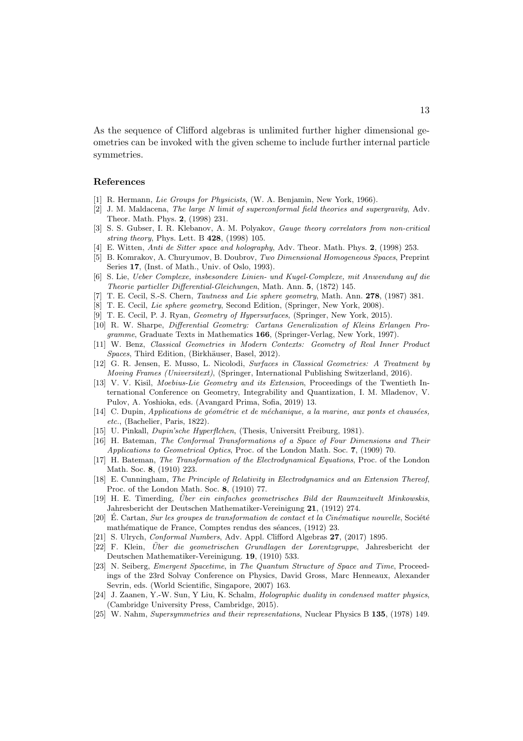As the sequence of Clifford algebras is unlimited further higher dimensional geometries can be invoked with the given scheme to include further internal particle symmetries.

## References

[1] R. Hermann, *Lie Groups for Physicists*, (W. A. Benjamin, New York, 1966).

[2] J. M. Maldacena, *The large N limit of superconformal field theories and supergravity*, Adv. Theor. Math. Phys. **2**, (1998) 231.

[3] S. S. Gubser, I. R. Klebanov, A. M. Polyakov, *Gauge theory correlators from non-critical string theory*, Phys. Lett. B **428**, (1998) 105.

[4] E. Witten, *Anti de Sitter space and holography*, Adv. Theor. Math. Phys. **2**, (1998) 253.

[5] B. Komrakov, A. Churyumov, B. Doubrov, *Two Dimensional Homogeneous Spaces*, Preprint Series **17**, (Inst. of Math., Univ. of Oslo, 1993).

[6] S. Lie, *Ueber Complexe, insbesondere Linien- und Kugel-Complexe, mit Anwendung auf die Theorie partieller Differential-Gleichungen*, Math. Ann. **5**, (1872) 145.

[7] T. E. Cecil, S.-S. Chern, *Tautness and Lie sphere geometry*, Math. Ann. **278**, (1987) 381.

[8] T. E. Cecil, *Lie sphere geometry*, Second Edition, (Springer, New York, 2008).

[9] T. E. Cecil, P. J. Ryan, *Geometry of Hypersurfaces*, (Springer, New York, 2015).

[10] R. W. Sharpe, *Differential Geometry: Cartans Generalization of Kleins Erlangen Programme*, Graduate Texts in Mathematics **166**, (Springer-Verlag, New York, 1997).

[11] W. Benz, *Classical Geometries in Modern Contexts: Geometry of Real Inner Product Spaces*, Third Edition, (Birkhäuser, Basel, 2012).

[12] G. R. Jensen, E. Musso, L. Nicolodi, *Surfaces in Classical Geometries: A Treatment by Moving Frames (Universitext)*, (Springer, International Publishing Switzerland, 2016).

[13] V. V. Kisil, *Moebius-Lie Geometry and its Extension*, Proceedings of the Twentieth International Conference on Geometry, Integrability and Quantization, I. M. Mladenov, V. Pulov, A. Yoshioka, eds. (Avangard Prima, Sofia, 2019) 13.

[14] C. Dupin, *Applications de géométrie et de méchanique, a la marine, aux ponts et chausées, etc.*, (Bachelier, Paris, 1822).

[15] U. Pinkall, *Dupin'sche Hyperflchen*, (Thesis, Universitt Freiburg, 1981).

[16] H. Bateman, *The Conformal Transformations of a Space of Four Dimensions and Their Applications to Geometrical Optics*, Proc. of the London Math. Soc. **7**, (1909) 70.

[17] H. Bateman, *The Transformation of the Electrodynamical Equations*, Proc. of the London Math. Soc. **8**, (1910) 223.

[18] E. Cunningham, *The Principle of Relativity in Electrodynamics and an Extension Thereof*, Proc. of the London Math. Soc. **8**, (1910) 77.

[19] H. E. Timerding, *Über ein einfaches geometrisches Bild der Raumzeitwelt Minkowskis*, Jahresbericht der Deutschen Mathematiker-Vereinigung **21**, (1912) 274.

[20] É. Cartan, *Sur les groupes de transformation de contact et la Cinématique nouvelle*, Société mathématique de France, Comptes rendus des séances, (1912) 23.

[21] S. Ulrych, *Conformal Numbers*, Adv. Appl. Clifford Algebras **27**, (2017) 1895.

[22] F. Klein, *Über die geometrischen Grundlagen der Lorentzgruppe*, Jahresbericht der Deutschen Mathematiker-Vereinigung. **19**, (1910) 533.

[23] N. Seiberg, *Emergent Spacetime*, in *The Quantum Structure of Space and Time*, Proceedings of the 23rd Solvay Conference on Physics, David Gross, Marc Henneaux, Alexander Sevrin, eds. (World Scientific, Singapore, 2007) 163.

[24] J. Zaanen, Y.-W. Sun, Y Liu, K. Schalm, *Holographic duality in condensed matter physics*, (Cambridge University Press, Cambridge, 2015).

[25] W. Nahm, *Supersymmetries and their representations*, Nuclear Physics B **135**, (1978) 149.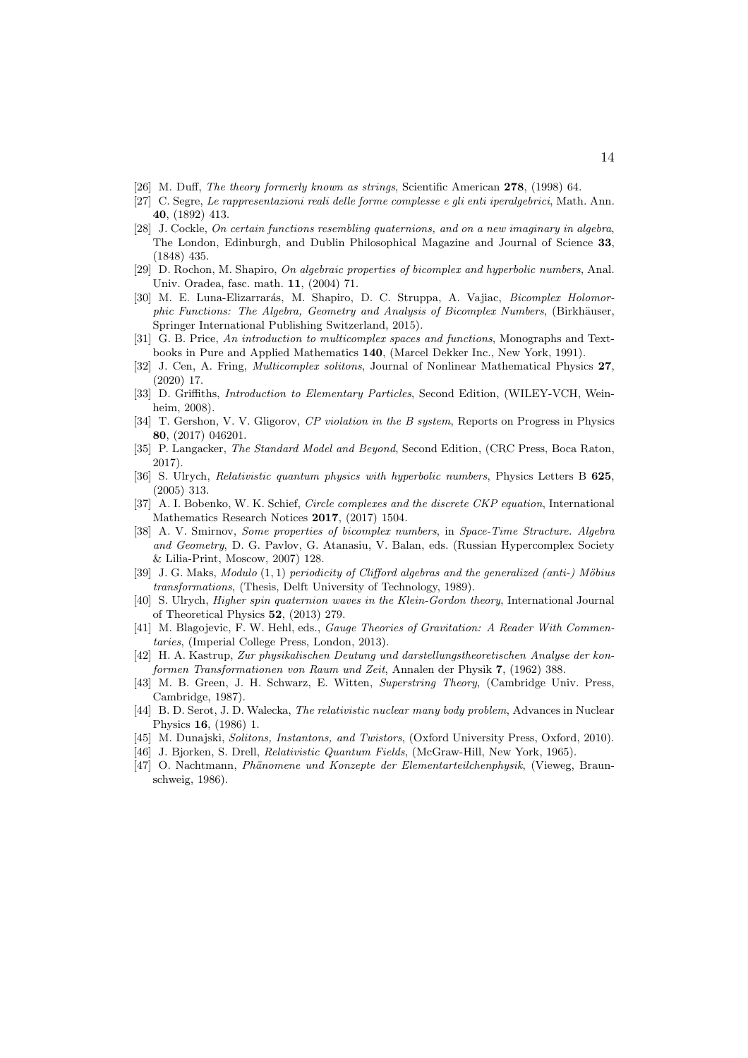[26] M. Duff, *The theory formerly known as strings*, Scientific American **278**, (1998) 64.

[27] C. Segre, *Le rappresentazioni reali delle forme complesse e gli enti iperalgebrici*, Math. Ann. **40**, (1892) 413.

[28] J. Cockle, *On certain functions resembling quaternions, and on a new imaginary in algebra*, The London, Edinburgh, and Dublin Philosophical Magazine and Journal of Science **33**, (1848) 435.

[29] D. Rochon, M. Shapiro, *On algebraic properties of bicomplex and hyperbolic numbers*, Anal. Univ. Oradea, fasc. math. **11**, (2004) 71.

[30] M. E. Luna-Elizarrarás, M. Shapiro, D. C. Struppa, A. Vajiac, *Bicomplex Holomorphic Functions: The Algebra, Geometry and Analysis of Bicomplex Numbers*, (Birkhäuser, Springer International Publishing Switzerland, 2015).

[31] G. B. Price, *An introduction to multicomplex spaces and functions*, Monographs and Textbooks in Pure and Applied Mathematics **140**, (Marcel Dekker Inc., New York, 1991).

[32] J. Cen, A. Fring, *Multicomplex solitons*, Journal of Nonlinear Mathematical Physics **27**, (2020) 17.

[33] D. Griffiths, *Introduction to Elementary Particles*, Second Edition, (WILEY-VCH, Weinheim, 2008).

[34] T. Gershon, V. V. Gligorov, *CP violation in the B system*, Reports on Progress in Physics **80**, (2017) 046201.

[35] P. Langacker, *The Standard Model and Beyond*, Second Edition, (CRC Press, Boca Raton, 2017).

[36] S. Ulrych, *Relativistic quantum physics with hyperbolic numbers*, Physics Letters B **625**, (2005) 313.

[37] A. I. Bobenko, W. K. Schief, *Circle complexes and the discrete CKP equation*, International Mathematics Research Notices **2017**, (2017) 1504.

[38] A. V. Smirnov, *Some properties of bicomplex numbers*, in *Space-Time Structure. Algebra and Geometry*, D. G. Pavlov, G. Atanasiu, V. Balan, eds. (Russian Hypercomplex Society & Lilia-Print, Moscow, 2007) 128.

[39] J. G. Maks, *Modulo* $(1,1)$ *periodicity of Clifford algebras and the generalized (anti-) Möbius transformations*, (Thesis, Delft University of Technology, 1989).

[40] S. Ulrych, *Higher spin quaternion waves in the Klein-Gordon theory*, International Journal of Theoretical Physics **52**, (2013) 279.

[41] M. Blagojevic, F. W. Hehl, eds., *Gauge Theories of Gravitation: A Reader With Commentaries*, (Imperial College Press, London, 2013).

[42] H. A. Kastrup, *Zur physikalischen Deutung und darstellungstheoretischen Analyse der konformen Transformationen von Raum und Zeit*, Annalen der Physik **7**, (1962) 388.

[43] M. B. Green, J. H. Schwarz, E. Witten, *Superstring Theory*, (Cambridge Univ. Press, Cambridge, 1987).

[44] B. D. Serot, J. D. Walecka, *The relativistic nuclear many body problem*, Advances in Nuclear Physics **16**, (1986) 1.

[45] M. Dunajski, *Solitons, Instantons, and Twistors*, (Oxford University Press, Oxford, 2010).

[46] J. Bjorken, S. Drell, *Relativistic Quantum Fields*, (McGraw-Hill, New York, 1965).

[47] O. Nachtmann, *Phänomene und Konzepte der Elementarteilchenphysik*, (Vieweg, Braunschweig, 1986).